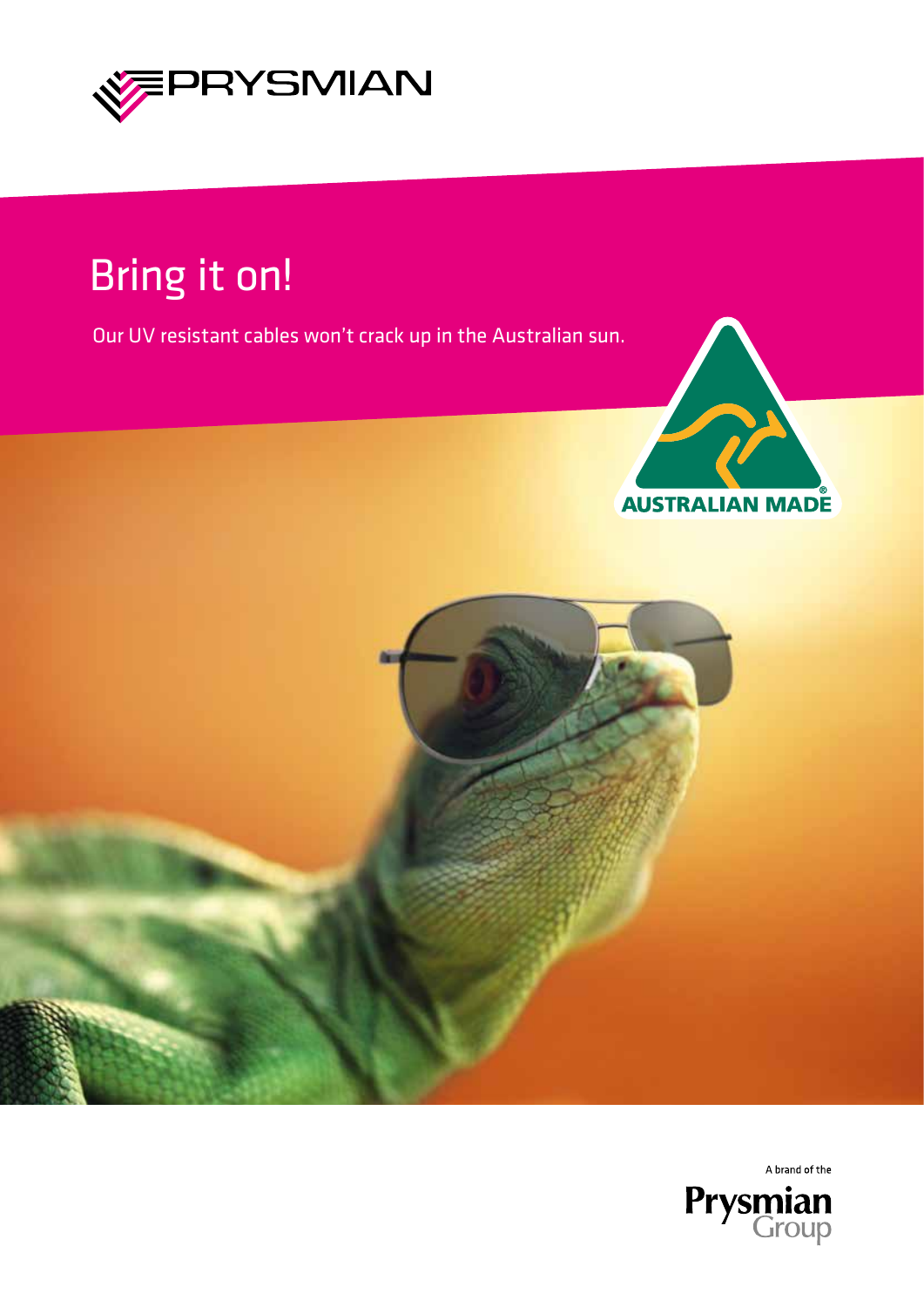PRYSMIAN

# Bring it on!

Our UV resistant cables won't crack up in the Australian sun.

AUSTRALIAN MADE

A brand of the
Prysmian Group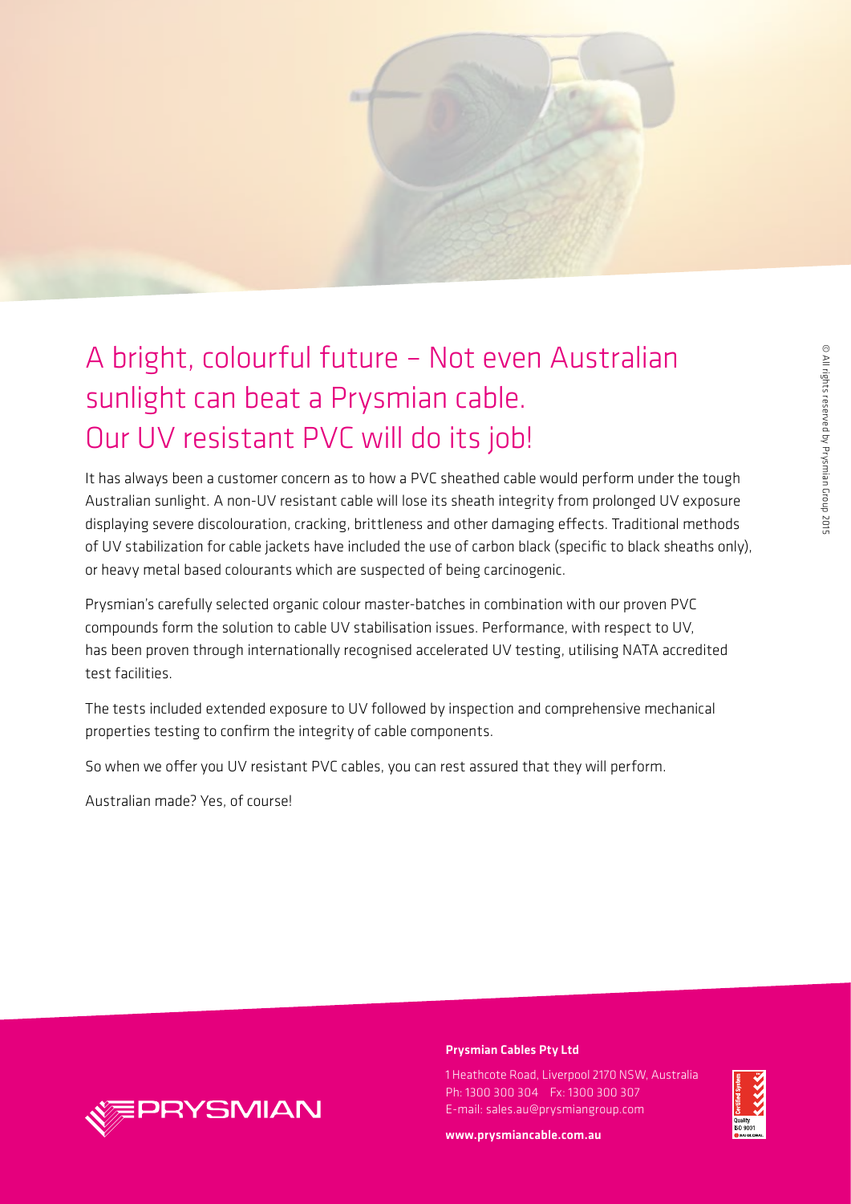# A bright, colourful future – Not even Australian sunlight can beat a Prysmian cable. Our UV resistant PVC will do its job!

It has always been a customer concern as to how a PVC sheathed cable would perform under the tough Australian sunlight. A non-UV resistant cable will lose its sheath integrity from prolonged UV exposure displaying severe discolouration, cracking, brittleness and other damaging effects. Traditional methods of UV stabilization for cable jackets have included the use of carbon black (specific to black sheaths only), or heavy metal based colourants which are suspected of being carcinogenic.

Prysmian's carefully selected organic colour master-batches in combination with our proven PVC compounds form the solution to cable UV stabilisation issues. Performance, with respect to UV, has been proven through internationally recognised accelerated UV testing, utilising NATA accredited test facilities.

The tests included extended exposure to UV followed by inspection and comprehensive mechanical properties testing to confirm the integrity of cable components.

So when we offer you UV resistant PVC cables, you can rest assured that they will perform.

Australian made? Yes, of course!

© All rights reserved by Prysmian Group 2015

**Prysmian Cables Pty Ltd**

1 Heathcote Road, Liverpool 2170 NSW, Australia
Ph: 1300 300 304 Fx: 1300 300 307
E-mail: sales.au@prysmiangroup.com

**www.prysmiancable.com.au**